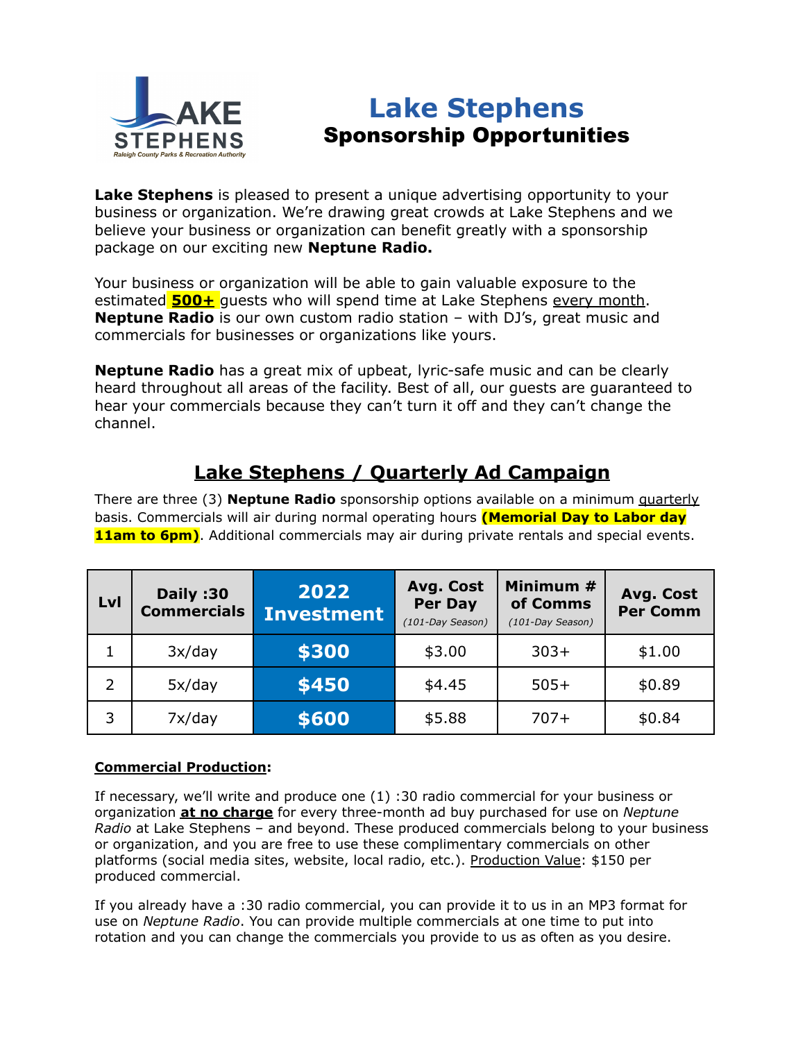# Lake Stephens

## Sponsorship Opportunities

**Lake Stephens** is pleased to present a unique advertising opportunity to your business or organization. We're drawing great crowds at Lake Stephens and we believe your business or organization can benefit greatly with a sponsorship package on our exciting new **Neptune Radio.**

Your business or organization will be able to gain valuable exposure to the estimated **500+** guests who will spend time at Lake Stephens every month. **Neptune Radio** is our own custom radio station – with DJ's, great music and commercials for businesses or organizations like yours.

**Neptune Radio** has a great mix of upbeat, lyric-safe music and can be clearly heard throughout all areas of the facility. Best of all, our guests are guaranteed to hear your commercials because they can't turn it off and they can't change the channel.

## Lake Stephens / Quarterly Ad Campaign

There are three (3) **Neptune Radio** sponsorship options available on a minimum quarterly basis. Commercials will air during normal operating hours **(Memorial Day to Labor day 11am to 6pm)**. Additional commercials may air during private rentals and special events.

| Lvl | Daily :30 Commercials | 2022 Investment | Avg. Cost Per Day *(101-Day Season)* | Minimum # of Comms *(101-Day Season)* | Avg. Cost Per Comm |
|---|---|---|---|---|---|
| 1 | 3x/day | **$300** | $3.00 | 303+ | $1.00 |
| 2 | 5x/day | **$450** | $4.45 | 505+ | $0.89 |
| 3 | 7x/day | **$600** | $5.88 | 707+ | $0.84 |

**Commercial Production:**

If necessary, we'll write and produce one (1) :30 radio commercial for your business or organization **at no charge** for every three-month ad buy purchased for use on *Neptune Radio* at Lake Stephens – and beyond. These produced commercials belong to your business or organization, and you are free to use these complimentary commercials on other platforms (social media sites, website, local radio, etc.). Production Value: $150 per produced commercial.

If you already have a :30 radio commercial, you can provide it to us in an MP3 format for use on *Neptune Radio*. You can provide multiple commercials at one time to put into rotation and you can change the commercials you provide to us as often as you desire.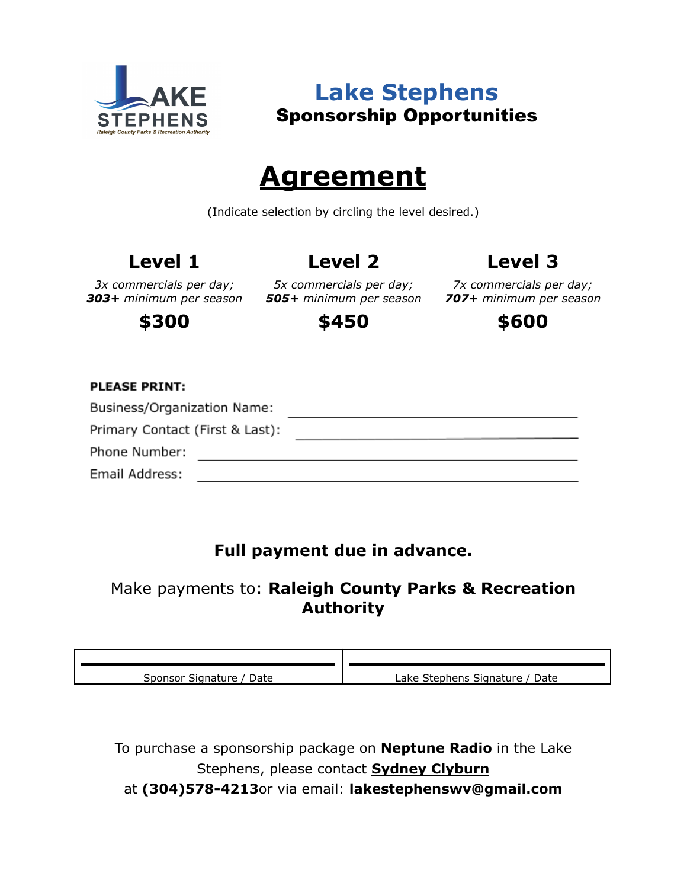# Lake Stephens

## Sponsorship Opportunities

# Agreement

(Indicate selection by circling the level desired.)

| Level 1 | Level 2 | Level 3 |
|---|---|---|
| *3x commercials per day;* ***303+*** *minimum per season* | *5x commercials per day;* ***505+*** *minimum per season* | *7x commercials per day;* ***707+*** *minimum per season* |
| **$300** | **$450** | **$600** |

**PLEASE PRINT:**

Business/Organization Name: ______________________________

Primary Contact (First & Last): ______________________________

Phone Number: ______________________________

Email Address: ______________________________

**Full payment due in advance.**

Make payments to: **Raleigh County Parks & Recreation Authority**

| | |
|---|---|
| Sponsor Signature / Date | Lake Stephens Signature / Date |

To purchase a sponsorship package on **Neptune Radio** in the Lake Stephens, please contact **Sydney Clyburn** at **(304)578-4213**or via email: **lakestephenswv@gmail.com**